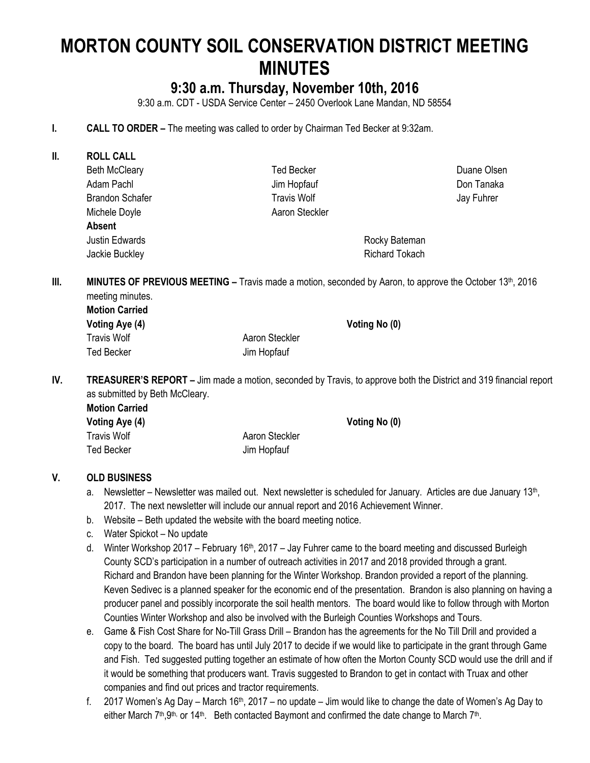# MORTON COUNTY SOIL CONSERVATION DISTRICT MEETING MINUTES

## 9:30 a.m. Thursday, November 10th, 2016

9:30 a.m. CDT - USDA Service Center – 2450 Overlook Lane Mandan, ND 58554

**I. CALL TO ORDER –** The meeting was called to order by Chairman Ted Becker at 9:32am.

**II. ROLL CALL**

| | | |
|---|---|---|
| Beth McCleary | Ted Becker | Duane Olsen |
| Adam Pachl | Jim Hopfauf | Don Tanaka |
| Brandon Schafer | Travis Wolf | Jay Fuhrer |
| Michele Doyle | Aaron Steckler | |

**Absent**

| | |
|---|---|
| Justin Edwards | Rocky Bateman |
| Jackie Buckley | Richard Tokach |

**III. MINUTES OF PREVIOUS MEETING –** Travis made a motion, seconded by Aaron, to approve the October 13th, 2016 meeting minutes.

**Motion Carried**

**Voting Aye (4)** **Voting No (0)**

| | |
|---|---|
| Travis Wolf | Aaron Steckler |
| Ted Becker | Jim Hopfauf |

**IV. TREASURER'S REPORT –** Jim made a motion, seconded by Travis, to approve both the District and 319 financial report as submitted by Beth McCleary.

**Motion Carried**

**Voting Aye (4)** **Voting No (0)**

| | |
|---|---|
| Travis Wolf | Aaron Steckler |
| Ted Becker | Jim Hopfauf |

**V. OLD BUSINESS**

a. Newsletter – Newsletter was mailed out. Next newsletter is scheduled for January. Articles are due January 13th, 2017. The next newsletter will include our annual report and 2016 Achievement Winner.

b. Website – Beth updated the website with the board meeting notice.

c. Water Spickot – No update

d. Winter Workshop 2017 – February 16th, 2017 – Jay Fuhrer came to the board meeting and discussed Burleigh County SCD's participation in a number of outreach activities in 2017 and 2018 provided through a grant. Richard and Brandon have been planning for the Winter Workshop. Brandon provided a report of the planning. Keven Sedivec is a planned speaker for the economic end of the presentation. Brandon is also planning on having a producer panel and possibly incorporate the soil health mentors. The board would like to follow through with Morton Counties Winter Workshop and also be involved with the Burleigh Counties Workshops and Tours.

e. Game & Fish Cost Share for No-Till Grass Drill – Brandon has the agreements for the No Till Drill and provided a copy to the board. The board has until July 2017 to decide if we would like to participate in the grant through Game and Fish. Ted suggested putting together an estimate of how often the Morton County SCD would use the drill and if it would be something that producers want. Travis suggested to Brandon to get in contact with Truax and other companies and find out prices and tractor requirements.

f. 2017 Women's Ag Day – March 16th, 2017 – no update – Jim would like to change the date of Women's Ag Day to either March 7th, 9th, or 14th. Beth contacted Baymont and confirmed the date change to March 7th.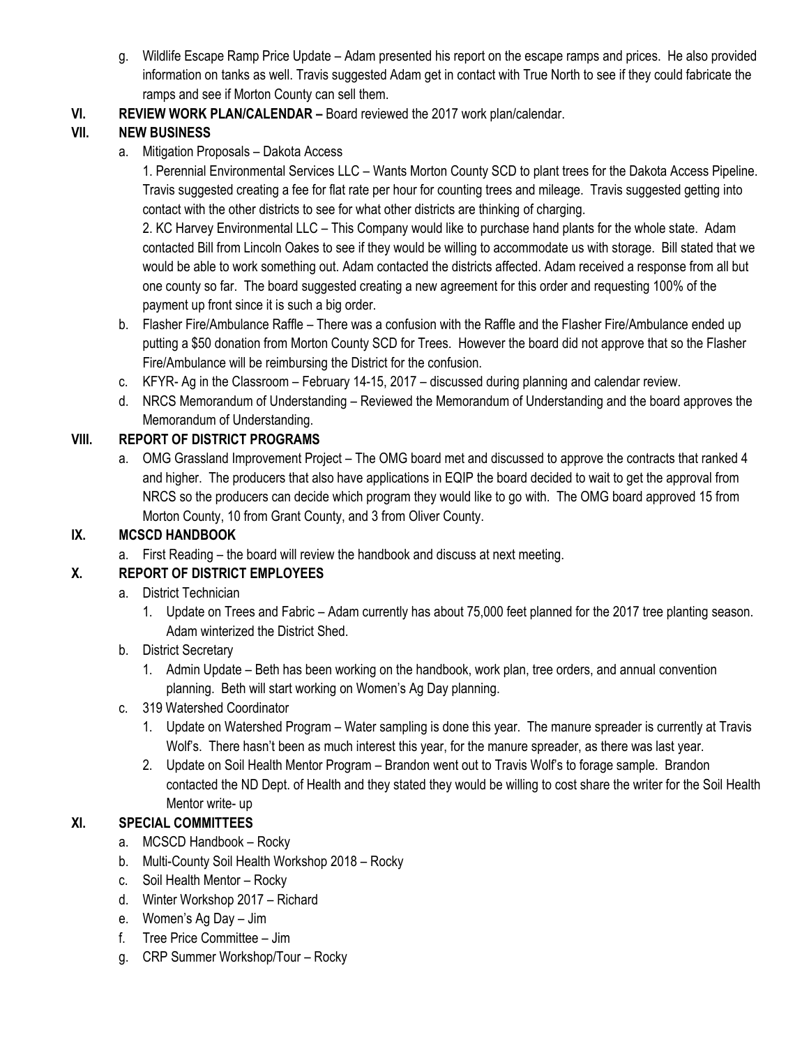g. Wildlife Escape Ramp Price Update – Adam presented his report on the escape ramps and prices. He also provided information on tanks as well. Travis suggested Adam get in contact with True North to see if they could fabricate the ramps and see if Morton County can sell them.

**VI. REVIEW WORK PLAN/CALENDAR –** Board reviewed the 2017 work plan/calendar.

**VII. NEW BUSINESS**

a. Mitigation Proposals – Dakota Access

1. Perennial Environmental Services LLC – Wants Morton County SCD to plant trees for the Dakota Access Pipeline. Travis suggested creating a fee for flat rate per hour for counting trees and mileage. Travis suggested getting into contact with the other districts to see for what other districts are thinking of charging.

2. KC Harvey Environmental LLC – This Company would like to purchase hand plants for the whole state. Adam contacted Bill from Lincoln Oakes to see if they would be willing to accommodate us with storage. Bill stated that we would be able to work something out. Adam contacted the districts affected. Adam received a response from all but one county so far. The board suggested creating a new agreement for this order and requesting 100% of the payment up front since it is such a big order.

b. Flasher Fire/Ambulance Raffle – There was a confusion with the Raffle and the Flasher Fire/Ambulance ended up putting a $50 donation from Morton County SCD for Trees. However the board did not approve that so the Flasher Fire/Ambulance will be reimbursing the District for the confusion.

c. KFYR- Ag in the Classroom – February 14-15, 2017 – discussed during planning and calendar review.

d. NRCS Memorandum of Understanding – Reviewed the Memorandum of Understanding and the board approves the Memorandum of Understanding.

**VIII. REPORT OF DISTRICT PROGRAMS**

a. OMG Grassland Improvement Project – The OMG board met and discussed to approve the contracts that ranked 4 and higher. The producers that also have applications in EQIP the board decided to wait to get the approval from NRCS so the producers can decide which program they would like to go with. The OMG board approved 15 from Morton County, 10 from Grant County, and 3 from Oliver County.

**IX. MCSCD HANDBOOK**

a. First Reading – the board will review the handbook and discuss at next meeting.

**X. REPORT OF DISTRICT EMPLOYEES**

a. District Technician

1. Update on Trees and Fabric – Adam currently has about 75,000 feet planned for the 2017 tree planting season. Adam winterized the District Shed.

b. District Secretary

1. Admin Update – Beth has been working on the handbook, work plan, tree orders, and annual convention planning. Beth will start working on Women's Ag Day planning.

c. 319 Watershed Coordinator

1. Update on Watershed Program – Water sampling is done this year. The manure spreader is currently at Travis Wolf's. There hasn't been as much interest this year, for the manure spreader, as there was last year.

2. Update on Soil Health Mentor Program – Brandon went out to Travis Wolf's to forage sample. Brandon contacted the ND Dept. of Health and they stated they would be willing to cost share the writer for the Soil Health Mentor write- up

**XI. SPECIAL COMMITTEES**

a. MCSCD Handbook – Rocky

b. Multi-County Soil Health Workshop 2018 – Rocky

c. Soil Health Mentor – Rocky

d. Winter Workshop 2017 – Richard

e. Women's Ag Day – Jim

f. Tree Price Committee – Jim

g. CRP Summer Workshop/Tour – Rocky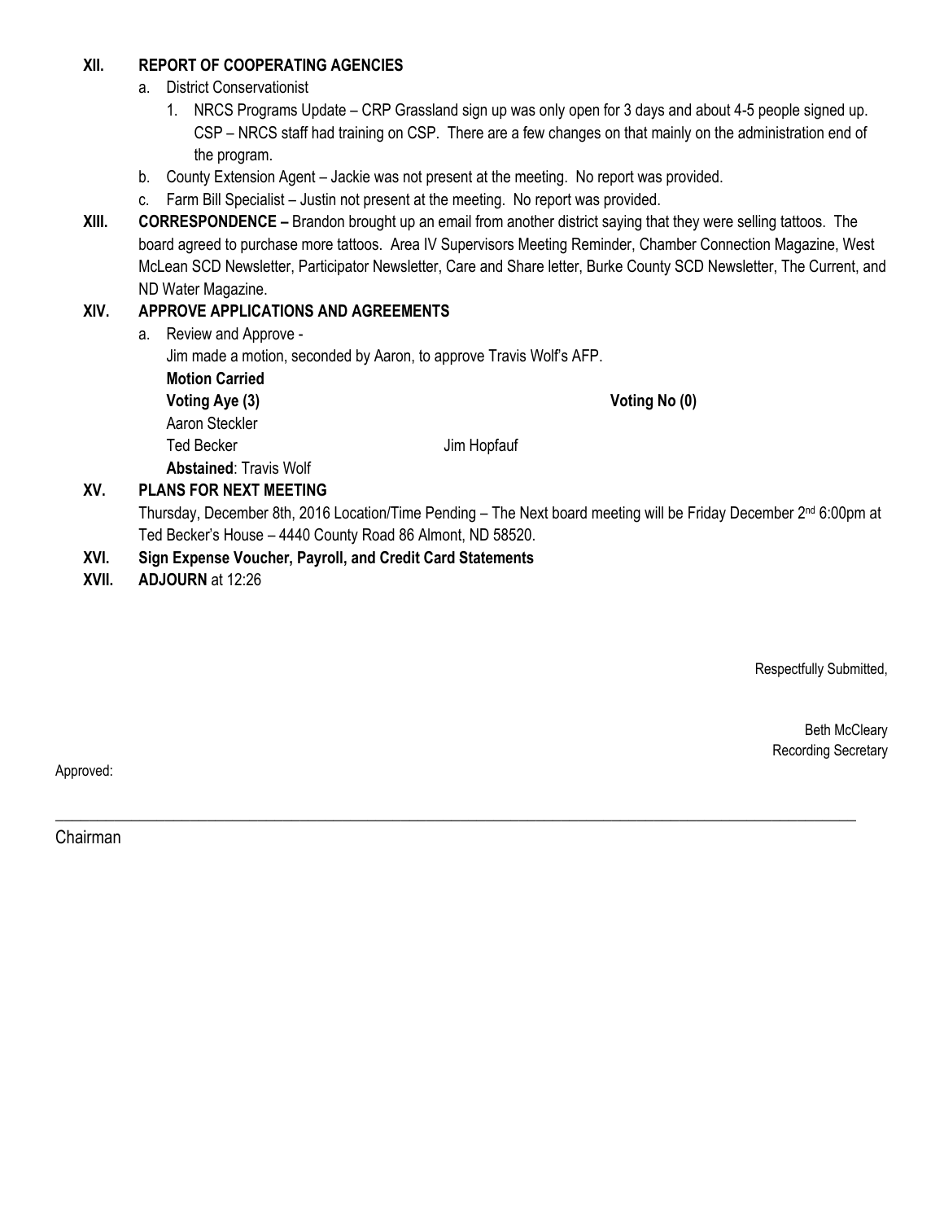**XII. REPORT OF COOPERATING AGENCIES**

a. District Conservationist
   1. NRCS Programs Update – CRP Grassland sign up was only open for 3 days and about 4-5 people signed up. CSP – NRCS staff had training on CSP. There are a few changes on that mainly on the administration end of the program.

b. County Extension Agent – Jackie was not present at the meeting. No report was provided.

c. Farm Bill Specialist – Justin not present at the meeting. No report was provided.

**XIII. CORRESPONDENCE –** Brandon brought up an email from another district saying that they were selling tattoos. The board agreed to purchase more tattoos. Area IV Supervisors Meeting Reminder, Chamber Connection Magazine, West McLean SCD Newsletter, Participator Newsletter, Care and Share letter, Burke County SCD Newsletter, The Current, and ND Water Magazine.

**XIV. APPROVE APPLICATIONS AND AGREEMENTS**

a. Review and Approve -

Jim made a motion, seconded by Aaron, to approve Travis Wolf's AFP.

**Motion Carried**

**Voting Aye (3)** **Voting No (0)**

Aaron Steckler

Ted Becker Jim Hopfauf

**Abstained**: Travis Wolf

**XV. PLANS FOR NEXT MEETING**

Thursday, December 8th, 2016 Location/Time Pending – The Next board meeting will be Friday December 2nd 6:00pm at Ted Becker's House – 4440 County Road 86 Almont, ND 58520.

**XVI. Sign Expense Voucher, Payroll, and Credit Card Statements**

**XVII. ADJOURN** at 12:26

Respectfully Submitted,

Beth McCleary
Recording Secretary

Approved:

\_\_\_\_\_\_\_\_\_\_\_\_\_\_\_\_\_\_\_\_\_\_\_\_\_\_\_\_\_\_\_\_\_\_\_\_\_\_\_\_

Chairman